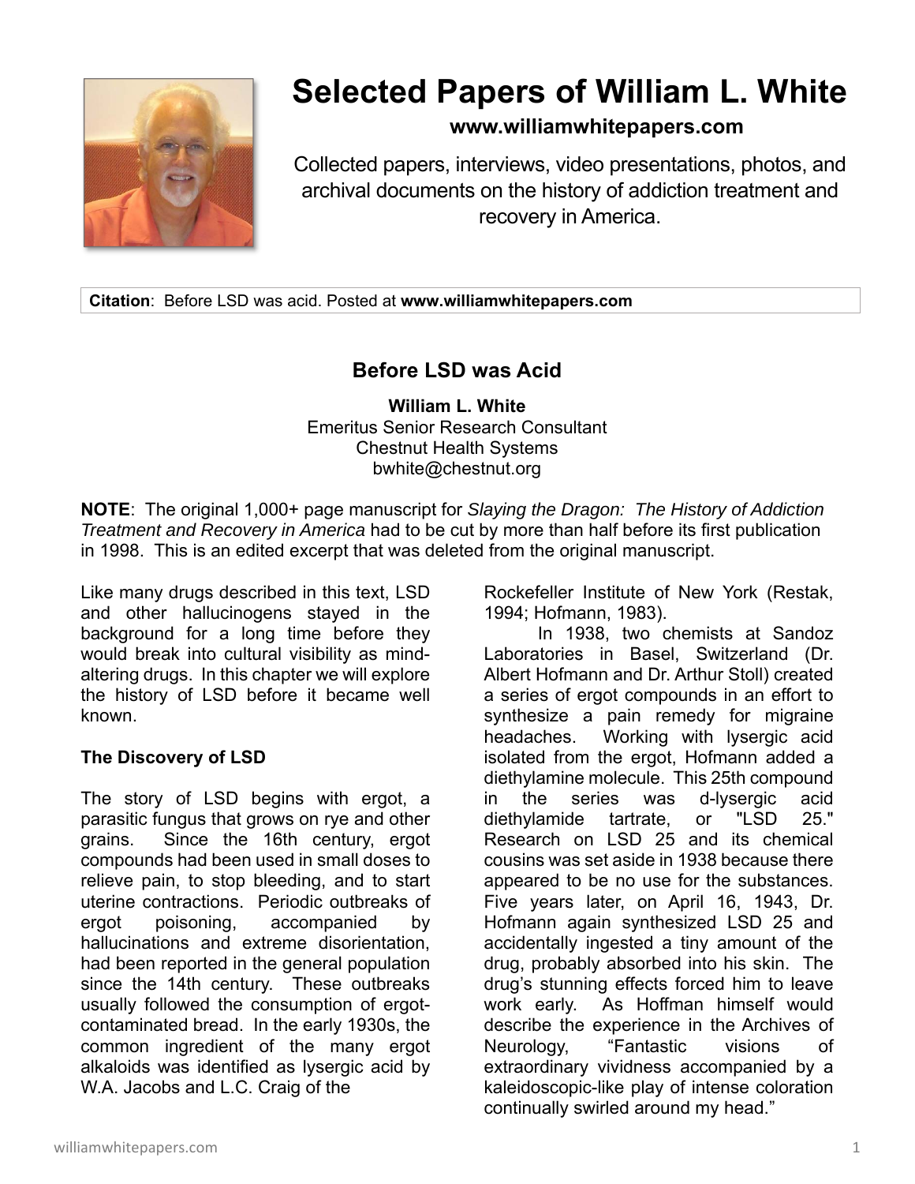# Selected Papers of William L. White

**www.williamwhitepapers.com**

Collected papers, interviews, video presentations, photos, and archival documents on the history of addiction treatment and recovery in America.

**Citation**: Before LSD was acid. Posted at **www.williamwhitepapers.com**

## Before LSD was Acid

**William L. White**
Emeritus Senior Research Consultant
Chestnut Health Systems
bwhite@chestnut.org

**NOTE**: The original 1,000+ page manuscript for *Slaying the Dragon: The History of Addiction Treatment and Recovery in America* had to be cut by more than half before its first publication in 1998. This is an edited excerpt that was deleted from the original manuscript.

Like many drugs described in this text, LSD and other hallucinogens stayed in the background for a long time before they would break into cultural visibility as mind-altering drugs. In this chapter we will explore the history of LSD before it became well known.

### The Discovery of LSD

The story of LSD begins with ergot, a parasitic fungus that grows on rye and other grains. Since the 16th century, ergot compounds had been used in small doses to relieve pain, to stop bleeding, and to start uterine contractions. Periodic outbreaks of ergot poisoning, accompanied by hallucinations and extreme disorientation, had been reported in the general population since the 14th century. These outbreaks usually followed the consumption of ergot-contaminated bread. In the early 1930s, the common ingredient of the many ergot alkaloids was identified as lysergic acid by W.A. Jacobs and L.C. Craig of the Rockefeller Institute of New York (Restak, 1994; Hofmann, 1983).

In 1938, two chemists at Sandoz Laboratories in Basel, Switzerland (Dr. Albert Hofmann and Dr. Arthur Stoll) created a series of ergot compounds in an effort to synthesize a pain remedy for migraine headaches. Working with lysergic acid isolated from the ergot, Hofmann added a diethylamine molecule. This 25th compound in the series was d-lysergic acid diethylamide tartrate, or "LSD 25." Research on LSD 25 and its chemical cousins was set aside in 1938 because there appeared to be no use for the substances. Five years later, on April 16, 1943, Dr. Hofmann again synthesized LSD 25 and accidentally ingested a tiny amount of the drug, probably absorbed into his skin. The drug's stunning effects forced him to leave work early. As Hoffman himself would describe the experience in the Archives of Neurology, "Fantastic visions of extraordinary vividness accompanied by a kaleidoscopic-like play of intense coloration continually swirled around my head."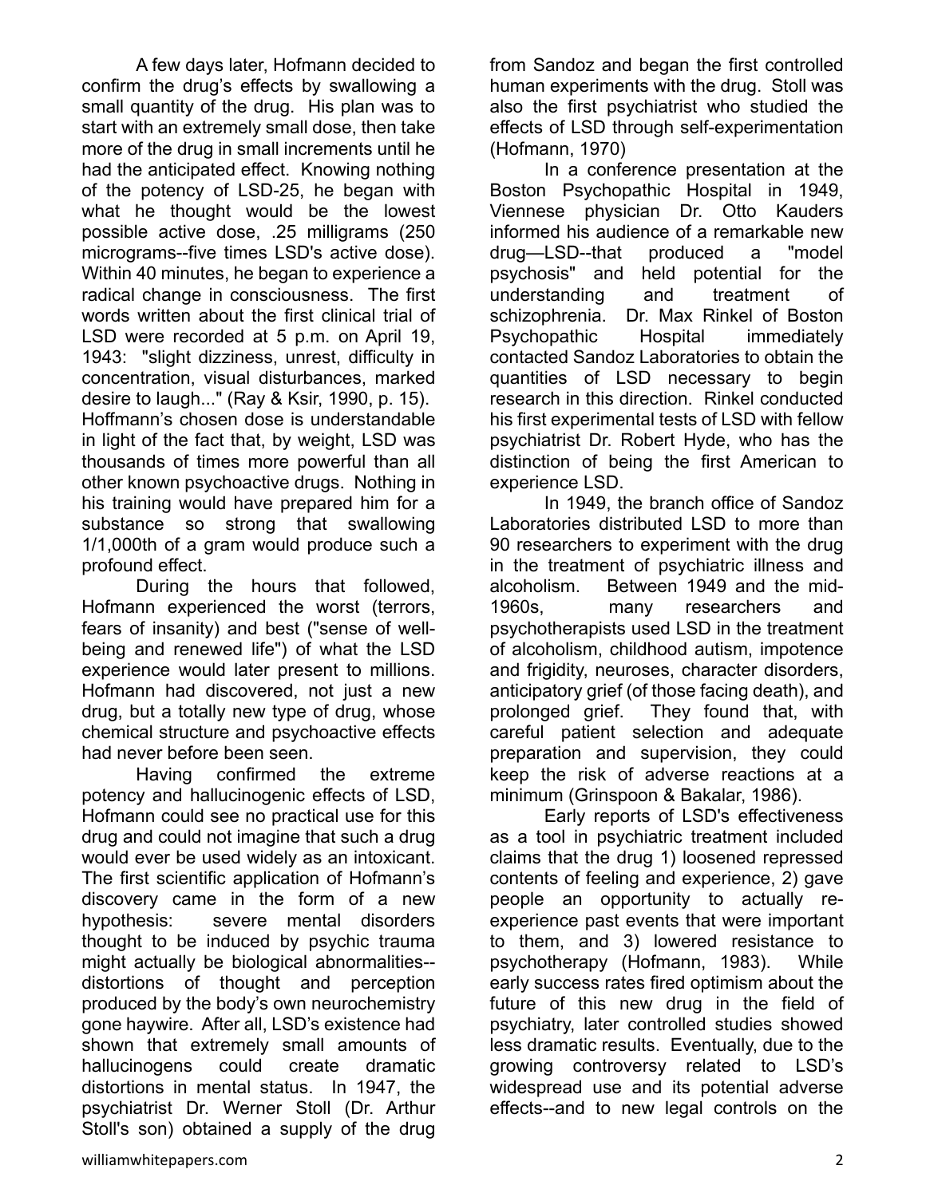A few days later, Hofmann decided to confirm the drug's effects by swallowing a small quantity of the drug. His plan was to start with an extremely small dose, then take more of the drug in small increments until he had the anticipated effect. Knowing nothing of the potency of LSD-25, he began with what he thought would be the lowest possible active dose, .25 milligrams (250 micrograms--five times LSD's active dose). Within 40 minutes, he began to experience a radical change in consciousness. The first words written about the first clinical trial of LSD were recorded at 5 p.m. on April 19, 1943: "slight dizziness, unrest, difficulty in concentration, visual disturbances, marked desire to laugh..." (Ray & Ksir, 1990, p. 15). Hoffmann's chosen dose is understandable in light of the fact that, by weight, LSD was thousands of times more powerful than all other known psychoactive drugs. Nothing in his training would have prepared him for a substance so strong that swallowing 1/1,000th of a gram would produce such a profound effect.

During the hours that followed, Hofmann experienced the worst (terrors, fears of insanity) and best ("sense of well-being and renewed life") of what the LSD experience would later present to millions. Hofmann had discovered, not just a new drug, but a totally new type of drug, whose chemical structure and psychoactive effects had never before been seen.

Having confirmed the extreme potency and hallucinogenic effects of LSD, Hofmann could see no practical use for this drug and could not imagine that such a drug would ever be used widely as an intoxicant. The first scientific application of Hofmann's discovery came in the form of a new hypothesis: severe mental disorders thought to be induced by psychic trauma might actually be biological abnormalities--distortions of thought and perception produced by the body's own neurochemistry gone haywire. After all, LSD's existence had shown that extremely small amounts of hallucinogens could create dramatic distortions in mental status. In 1947, the psychiatrist Dr. Werner Stoll (Dr. Arthur Stoll's son) obtained a supply of the drug from Sandoz and began the first controlled human experiments with the drug. Stoll was also the first psychiatrist who studied the effects of LSD through self-experimentation (Hofmann, 1970)

In a conference presentation at the Boston Psychopathic Hospital in 1949, Viennese physician Dr. Otto Kauders informed his audience of a remarkable new drug—LSD--that produced a "model psychosis" and held potential for the understanding and treatment of schizophrenia. Dr. Max Rinkel of Boston Psychopathic Hospital immediately contacted Sandoz Laboratories to obtain the quantities of LSD necessary to begin research in this direction. Rinkel conducted his first experimental tests of LSD with fellow psychiatrist Dr. Robert Hyde, who has the distinction of being the first American to experience LSD.

In 1949, the branch office of Sandoz Laboratories distributed LSD to more than 90 researchers to experiment with the drug in the treatment of psychiatric illness and alcoholism. Between 1949 and the mid-1960s, many researchers and psychotherapists used LSD in the treatment of alcoholism, childhood autism, impotence and frigidity, neuroses, character disorders, anticipatory grief (of those facing death), and prolonged grief. They found that, with careful patient selection and adequate preparation and supervision, they could keep the risk of adverse reactions at a minimum (Grinspoon & Bakalar, 1986).

Early reports of LSD's effectiveness as a tool in psychiatric treatment included claims that the drug 1) loosened repressed contents of feeling and experience, 2) gave people an opportunity to actually re-experience past events that were important to them, and 3) lowered resistance to psychotherapy (Hofmann, 1983). While early success rates fired optimism about the future of this new drug in the field of psychiatry, later controlled studies showed less dramatic results. Eventually, due to the growing controversy related to LSD's widespread use and its potential adverse effects--and to new legal controls on the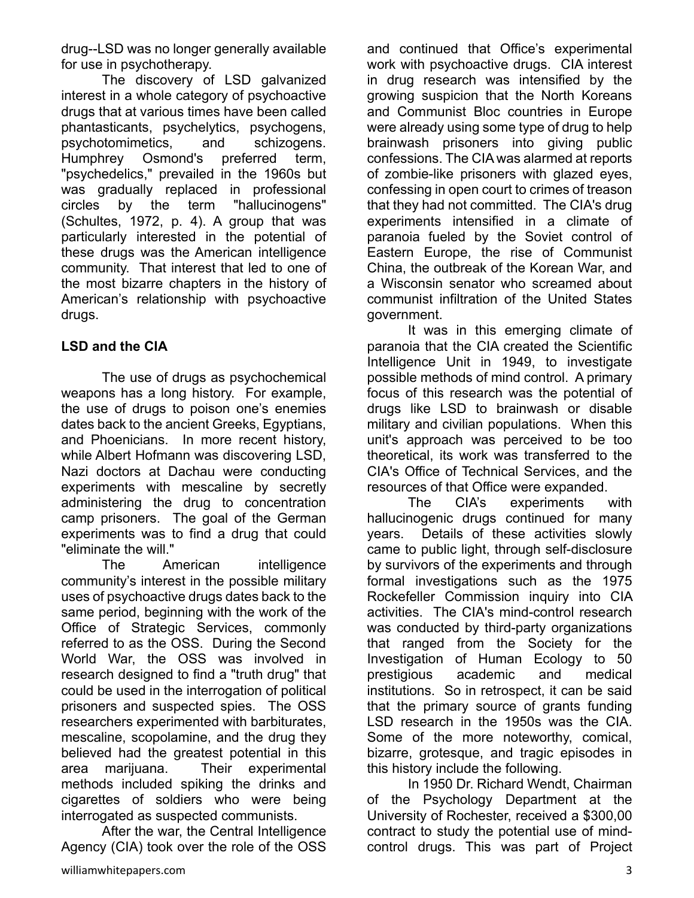drug--LSD was no longer generally available for use in psychotherapy.

The discovery of LSD galvanized interest in a whole category of psychoactive drugs that at various times have been called phantasticants, psychelytics, psychogens, psychotomimetics, and schizogens. Humphrey Osmond's preferred term, "psychedelics," prevailed in the 1960s but was gradually replaced in professional circles by the term "hallucinogens" (Schultes, 1972, p. 4). A group that was particularly interested in the potential of these drugs was the American intelligence community. That interest that led to one of the most bizarre chapters in the history of American's relationship with psychoactive drugs.

## LSD and the CIA

The use of drugs as psychochemical weapons has a long history. For example, the use of drugs to poison one's enemies dates back to the ancient Greeks, Egyptians, and Phoenicians. In more recent history, while Albert Hofmann was discovering LSD, Nazi doctors at Dachau were conducting experiments with mescaline by secretly administering the drug to concentration camp prisoners. The goal of the German experiments was to find a drug that could "eliminate the will."

The American intelligence community's interest in the possible military uses of psychoactive drugs dates back to the same period, beginning with the work of the Office of Strategic Services, commonly referred to as the OSS. During the Second World War, the OSS was involved in research designed to find a "truth drug" that could be used in the interrogation of political prisoners and suspected spies. The OSS researchers experimented with barbiturates, mescaline, scopolamine, and the drug they believed had the greatest potential in this area marijuana. Their experimental methods included spiking the drinks and cigarettes of soldiers who were being interrogated as suspected communists.

After the war, the Central Intelligence Agency (CIA) took over the role of the OSS and continued that Office's experimental work with psychoactive drugs. CIA interest in drug research was intensified by the growing suspicion that the North Koreans and Communist Bloc countries in Europe were already using some type of drug to help brainwash prisoners into giving public confessions. The CIA was alarmed at reports of zombie-like prisoners with glazed eyes, confessing in open court to crimes of treason that they had not committed. The CIA's drug experiments intensified in a climate of paranoia fueled by the Soviet control of Eastern Europe, the rise of Communist China, the outbreak of the Korean War, and a Wisconsin senator who screamed about communist infiltration of the United States government.

It was in this emerging climate of paranoia that the CIA created the Scientific Intelligence Unit in 1949, to investigate possible methods of mind control. A primary focus of this research was the potential of drugs like LSD to brainwash or disable military and civilian populations. When this unit's approach was perceived to be too theoretical, its work was transferred to the CIA's Office of Technical Services, and the resources of that Office were expanded.

The CIA's experiments with hallucinogenic drugs continued for many years. Details of these activities slowly came to public light, through self-disclosure by survivors of the experiments and through formal investigations such as the 1975 Rockefeller Commission inquiry into CIA activities. The CIA's mind-control research was conducted by third-party organizations that ranged from the Society for the Investigation of Human Ecology to 50 prestigious academic and medical institutions. So in retrospect, it can be said that the primary source of grants funding LSD research in the 1950s was the CIA. Some of the more noteworthy, comical, bizarre, grotesque, and tragic episodes in this history include the following.

In 1950 Dr. Richard Wendt, Chairman of the Psychology Department at the University of Rochester, received a $300,00 contract to study the potential use of mind-control drugs. This was part of Project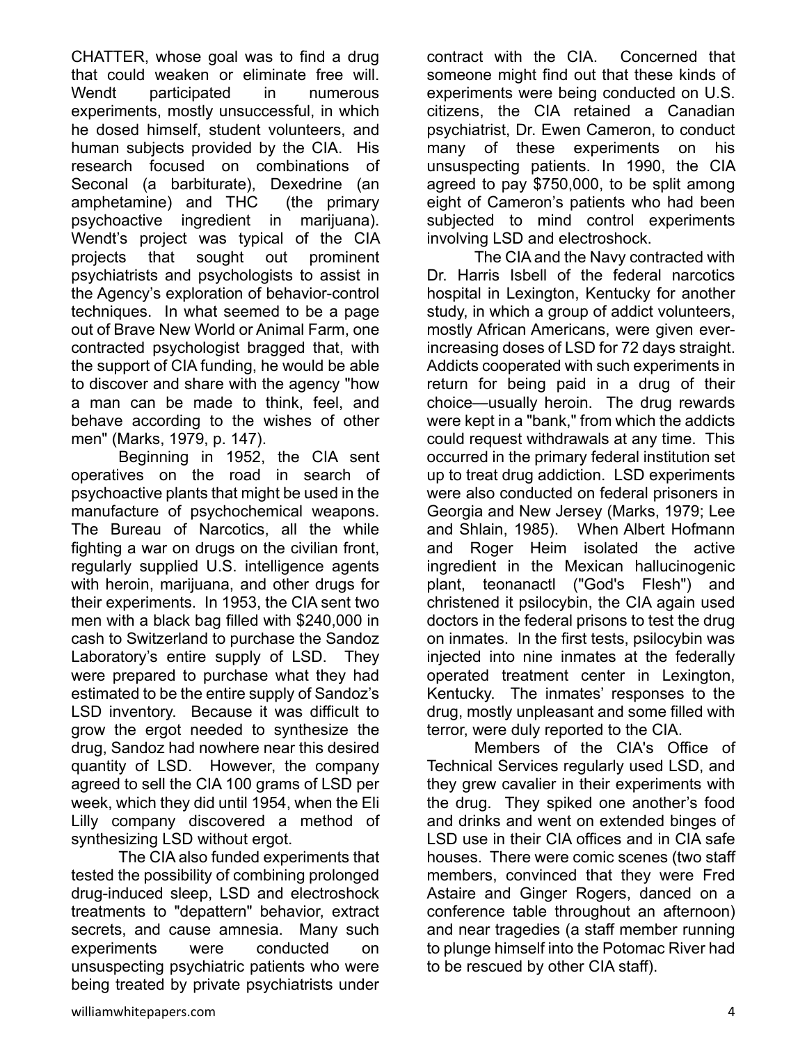CHATTER, whose goal was to find a drug that could weaken or eliminate free will. Wendt participated in numerous experiments, mostly unsuccessful, in which he dosed himself, student volunteers, and human subjects provided by the CIA. His research focused on combinations of Seconal (a barbiturate), Dexedrine (an amphetamine) and THC (the primary psychoactive ingredient in marijuana). Wendt's project was typical of the CIA projects that sought out prominent psychiatrists and psychologists to assist in the Agency's exploration of behavior-control techniques. In what seemed to be a page out of Brave New World or Animal Farm, one contracted psychologist bragged that, with the support of CIA funding, he would be able to discover and share with the agency "how a man can be made to think, feel, and behave according to the wishes of other men" (Marks, 1979, p. 147).

Beginning in 1952, the CIA sent operatives on the road in search of psychoactive plants that might be used in the manufacture of psychochemical weapons. The Bureau of Narcotics, all the while fighting a war on drugs on the civilian front, regularly supplied U.S. intelligence agents with heroin, marijuana, and other drugs for their experiments. In 1953, the CIA sent two men with a black bag filled with $240,000 in cash to Switzerland to purchase the Sandoz Laboratory's entire supply of LSD. They were prepared to purchase what they had estimated to be the entire supply of Sandoz's LSD inventory. Because it was difficult to grow the ergot needed to synthesize the drug, Sandoz had nowhere near this desired quantity of LSD. However, the company agreed to sell the CIA 100 grams of LSD per week, which they did until 1954, when the Eli Lilly company discovered a method of synthesizing LSD without ergot.

The CIA also funded experiments that tested the possibility of combining prolonged drug-induced sleep, LSD and electroshock treatments to "depattern" behavior, extract secrets, and cause amnesia. Many such experiments were conducted on unsuspecting psychiatric patients who were being treated by private psychiatrists under contract with the CIA. Concerned that someone might find out that these kinds of experiments were being conducted on U.S. citizens, the CIA retained a Canadian psychiatrist, Dr. Ewen Cameron, to conduct many of these experiments on his unsuspecting patients. In 1990, the CIA agreed to pay $750,000, to be split among eight of Cameron's patients who had been subjected to mind control experiments involving LSD and electroshock.

The CIA and the Navy contracted with Dr. Harris Isbell of the federal narcotics hospital in Lexington, Kentucky for another study, in which a group of addict volunteers, mostly African Americans, were given ever-increasing doses of LSD for 72 days straight. Addicts cooperated with such experiments in return for being paid in a drug of their choice—usually heroin. The drug rewards were kept in a "bank," from which the addicts could request withdrawals at any time. This occurred in the primary federal institution set up to treat drug addiction. LSD experiments were also conducted on federal prisoners in Georgia and New Jersey (Marks, 1979; Lee and Shlain, 1985). When Albert Hofmann and Roger Heim isolated the active ingredient in the Mexican hallucinogenic plant, teonanactl ("God's Flesh") and christened it psilocybin, the CIA again used doctors in the federal prisons to test the drug on inmates. In the first tests, psilocybin was injected into nine inmates at the federally operated treatment center in Lexington, Kentucky. The inmates' responses to the drug, mostly unpleasant and some filled with terror, were duly reported to the CIA.

Members of the CIA's Office of Technical Services regularly used LSD, and they grew cavalier in their experiments with the drug. They spiked one another's food and drinks and went on extended binges of LSD use in their CIA offices and in CIA safe houses. There were comic scenes (two staff members, convinced that they were Fred Astaire and Ginger Rogers, danced on a conference table throughout an afternoon) and near tragedies (a staff member running to plunge himself into the Potomac River had to be rescued by other CIA staff).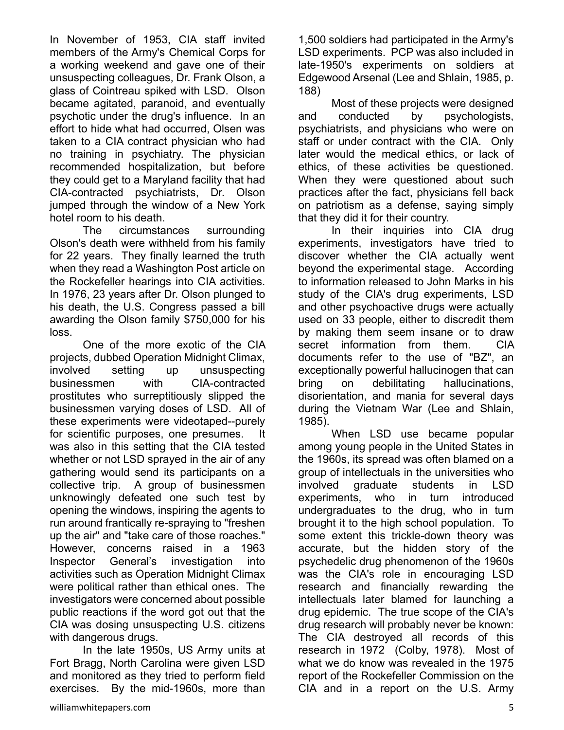In November of 1953, CIA staff invited members of the Army's Chemical Corps for a working weekend and gave one of their unsuspecting colleagues, Dr. Frank Olson, a glass of Cointreau spiked with LSD. Olson became agitated, paranoid, and eventually psychotic under the drug's influence. In an effort to hide what had occurred, Olsen was taken to a CIA contract physician who had no training in psychiatry. The physician recommended hospitalization, but before they could get to a Maryland facility that had CIA-contracted psychiatrists, Dr. Olson jumped through the window of a New York hotel room to his death.

The circumstances surrounding Olson's death were withheld from his family for 22 years. They finally learned the truth when they read a Washington Post article on the Rockefeller hearings into CIA activities. In 1976, 23 years after Dr. Olson plunged to his death, the U.S. Congress passed a bill awarding the Olson family $750,000 for his loss.

One of the more exotic of the CIA projects, dubbed Operation Midnight Climax, involved setting up unsuspecting businessmen with CIA-contracted prostitutes who surreptitiously slipped the businessmen varying doses of LSD. All of these experiments were videotaped--purely for scientific purposes, one presumes. It was also in this setting that the CIA tested whether or not LSD sprayed in the air of any gathering would send its participants on a collective trip. A group of businessmen unknowingly defeated one such test by opening the windows, inspiring the agents to run around frantically re-spraying to "freshen up the air" and "take care of those roaches." However, concerns raised in a 1963 Inspector General's investigation into activities such as Operation Midnight Climax were political rather than ethical ones. The investigators were concerned about possible public reactions if the word got out that the CIA was dosing unsuspecting U.S. citizens with dangerous drugs.

In the late 1950s, US Army units at Fort Bragg, North Carolina were given LSD and monitored as they tried to perform field exercises. By the mid-1960s, more than 1,500 soldiers had participated in the Army's LSD experiments. PCP was also included in late-1950's experiments on soldiers at Edgewood Arsenal (Lee and Shlain, 1985, p. 188)

Most of these projects were designed and conducted by psychologists, psychiatrists, and physicians who were on staff or under contract with the CIA. Only later would the medical ethics, or lack of ethics, of these activities be questioned. When they were questioned about such practices after the fact, physicians fell back on patriotism as a defense, saying simply that they did it for their country.

In their inquiries into CIA drug experiments, investigators have tried to discover whether the CIA actually went beyond the experimental stage. According to information released to John Marks in his study of the CIA's drug experiments, LSD and other psychoactive drugs were actually used on 33 people, either to discredit them by making them seem insane or to draw secret information from them. CIA documents refer to the use of "BZ", an exceptionally powerful hallucinogen that can bring on debilitating hallucinations, disorientation, and mania for several days during the Vietnam War (Lee and Shlain, 1985).

When LSD use became popular among young people in the United States in the 1960s, its spread was often blamed on a group of intellectuals in the universities who involved graduate students in LSD experiments, who in turn introduced undergraduates to the drug, who in turn brought it to the high school population. To some extent this trickle-down theory was accurate, but the hidden story of the psychedelic drug phenomenon of the 1960s was the CIA's role in encouraging LSD research and financially rewarding the intellectuals later blamed for launching a drug epidemic. The true scope of the CIA's drug research will probably never be known: The CIA destroyed all records of this research in 1972 (Colby, 1978). Most of what we do know was revealed in the 1975 report of the Rockefeller Commission on the CIA and in a report on the U.S. Army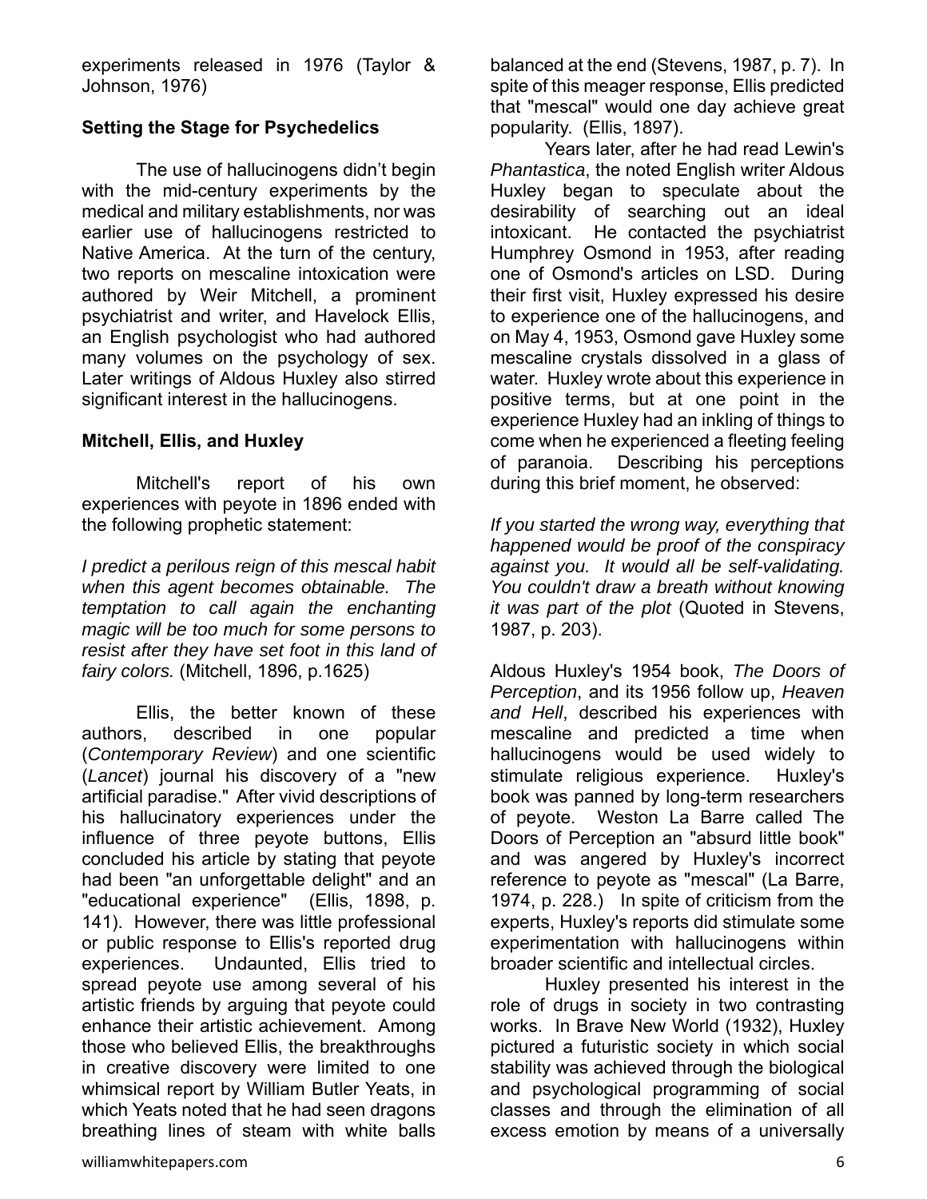experiments released in 1976 (Taylor & Johnson, 1976)

**Setting the Stage for Psychedelics**

The use of hallucinogens didn't begin with the mid-century experiments by the medical and military establishments, nor was earlier use of hallucinogens restricted to Native America. At the turn of the century, two reports on mescaline intoxication were authored by Weir Mitchell, a prominent psychiatrist and writer, and Havelock Ellis, an English psychologist who had authored many volumes on the psychology of sex. Later writings of Aldous Huxley also stirred significant interest in the hallucinogens.

**Mitchell, Ellis, and Huxley**

Mitchell's report of his own experiences with peyote in 1896 ended with the following prophetic statement:

*I predict a perilous reign of this mescal habit when this agent becomes obtainable. The temptation to call again the enchanting magic will be too much for some persons to resist after they have set foot in this land of fairy colors.* (Mitchell, 1896, p.1625)

Ellis, the better known of these authors, described in one popular (*Contemporary Review*) and one scientific (*Lancet*) journal his discovery of a "new artificial paradise." After vivid descriptions of his hallucinatory experiences under the influence of three peyote buttons, Ellis concluded his article by stating that peyote had been "an unforgettable delight" and an "educational experience" (Ellis, 1898, p. 141). However, there was little professional or public response to Ellis's reported drug experiences. Undaunted, Ellis tried to spread peyote use among several of his artistic friends by arguing that peyote could enhance their artistic achievement. Among those who believed Ellis, the breakthroughs in creative discovery were limited to one whimsical report by William Butler Yeats, in which Yeats noted that he had seen dragons breathing lines of steam with white balls balanced at the end (Stevens, 1987, p. 7). In spite of this meager response, Ellis predicted that "mescal" would one day achieve great popularity. (Ellis, 1897).

Years later, after he had read Lewin's *Phantastica*, the noted English writer Aldous Huxley began to speculate about the desirability of searching out an ideal intoxicant. He contacted the psychiatrist Humphrey Osmond in 1953, after reading one of Osmond's articles on LSD. During their first visit, Huxley expressed his desire to experience one of the hallucinogens, and on May 4, 1953, Osmond gave Huxley some mescaline crystals dissolved in a glass of water. Huxley wrote about this experience in positive terms, but at one point in the experience Huxley had an inkling of things to come when he experienced a fleeting feeling of paranoia. Describing his perceptions during this brief moment, he observed:

*If you started the wrong way, everything that happened would be proof of the conspiracy against you. It would all be self-validating. You couldn't draw a breath without knowing it was part of the plot* (Quoted in Stevens, 1987, p. 203).

Aldous Huxley's 1954 book, *The Doors of Perception*, and its 1956 follow up, *Heaven and Hell*, described his experiences with mescaline and predicted a time when hallucinogens would be used widely to stimulate religious experience. Huxley's book was panned by long-term researchers of peyote. Weston La Barre called The Doors of Perception an "absurd little book" and was angered by Huxley's incorrect reference to peyote as "mescal" (La Barre, 1974, p. 228.) In spite of criticism from the experts, Huxley's reports did stimulate some experimentation with hallucinogens within broader scientific and intellectual circles.

Huxley presented his interest in the role of drugs in society in two contrasting works. In Brave New World (1932), Huxley pictured a futuristic society in which social stability was achieved through the biological and psychological programming of social classes and through the elimination of all excess emotion by means of a universally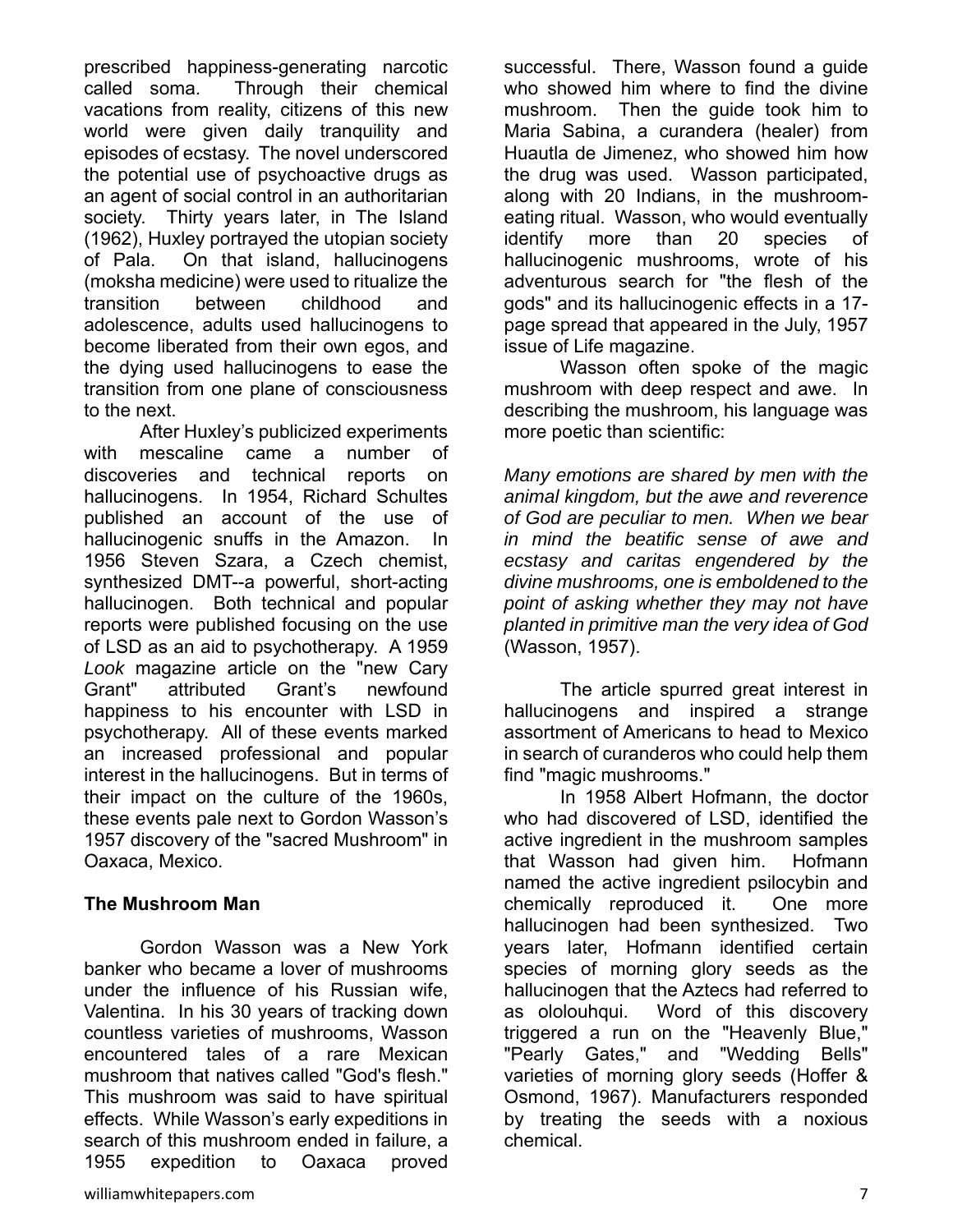prescribed happiness-generating narcotic called soma. Through their chemical vacations from reality, citizens of this new world were given daily tranquility and episodes of ecstasy. The novel underscored the potential use of psychoactive drugs as an agent of social control in an authoritarian society. Thirty years later, in The Island (1962), Huxley portrayed the utopian society of Pala. On that island, hallucinogens (moksha medicine) were used to ritualize the transition between childhood and adolescence, adults used hallucinogens to become liberated from their own egos, and the dying used hallucinogens to ease the transition from one plane of consciousness to the next.

After Huxley's publicized experiments with mescaline came a number of discoveries and technical reports on hallucinogens. In 1954, Richard Schultes published an account of the use of hallucinogenic snuffs in the Amazon. In 1956 Steven Szara, a Czech chemist, synthesized DMT--a powerful, short-acting hallucinogen. Both technical and popular reports were published focusing on the use of LSD as an aid to psychotherapy. A 1959 *Look* magazine article on the "new Cary Grant" attributed Grant's newfound happiness to his encounter with LSD in psychotherapy. All of these events marked an increased professional and popular interest in the hallucinogens. But in terms of their impact on the culture of the 1960s, these events pale next to Gordon Wasson's 1957 discovery of the "sacred Mushroom" in Oaxaca, Mexico.

**The Mushroom Man**

Gordon Wasson was a New York banker who became a lover of mushrooms under the influence of his Russian wife, Valentina. In his 30 years of tracking down countless varieties of mushrooms, Wasson encountered tales of a rare Mexican mushroom that natives called "God's flesh." This mushroom was said to have spiritual effects. While Wasson's early expeditions in search of this mushroom ended in failure, a 1955 expedition to Oaxaca proved successful. There, Wasson found a guide who showed him where to find the divine mushroom. Then the guide took him to Maria Sabina, a curandera (healer) from Huautla de Jimenez, who showed him how the drug was used. Wasson participated, along with 20 Indians, in the mushroom-eating ritual. Wasson, who would eventually identify more than 20 species of hallucinogenic mushrooms, wrote of his adventurous search for "the flesh of the gods" and its hallucinogenic effects in a 17-page spread that appeared in the July, 1957 issue of Life magazine.

Wasson often spoke of the magic mushroom with deep respect and awe. In describing the mushroom, his language was more poetic than scientific:

*Many emotions are shared by men with the animal kingdom, but the awe and reverence of God are peculiar to men. When we bear in mind the beatific sense of awe and ecstasy and caritas engendered by the divine mushrooms, one is emboldened to the point of asking whether they may not have planted in primitive man the very idea of God* (Wasson, 1957).

The article spurred great interest in hallucinogens and inspired a strange assortment of Americans to head to Mexico in search of curanderos who could help them find "magic mushrooms."

In 1958 Albert Hofmann, the doctor who had discovered of LSD, identified the active ingredient in the mushroom samples that Wasson had given him. Hofmann named the active ingredient psilocybin and chemically reproduced it. One more hallucinogen had been synthesized. Two years later, Hofmann identified certain species of morning glory seeds as the hallucinogen that the Aztecs had referred to as ololouhqui. Word of this discovery triggered a run on the "Heavenly Blue," "Pearly Gates," and "Wedding Bells" varieties of morning glory seeds (Hoffer & Osmond, 1967). Manufacturers responded by treating the seeds with a noxious chemical.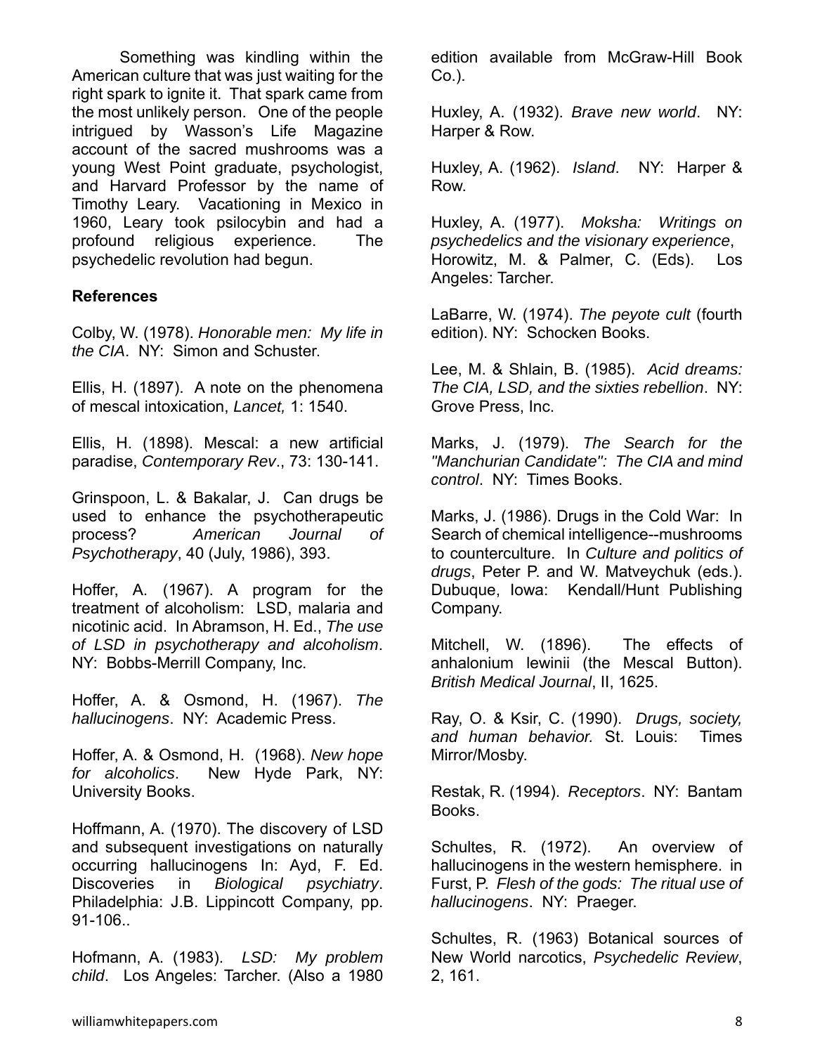Something was kindling within the American culture that was just waiting for the right spark to ignite it. That spark came from the most unlikely person. One of the people intrigued by Wasson's Life Magazine account of the sacred mushrooms was a young West Point graduate, psychologist, and Harvard Professor by the name of Timothy Leary. Vacationing in Mexico in 1960, Leary took psilocybin and had a profound religious experience. The psychedelic revolution had begun.

**References**

Colby, W. (1978). *Honorable men: My life in the CIA*. NY: Simon and Schuster.

Ellis, H. (1897). A note on the phenomena of mescal intoxication, *Lancet,* 1: 1540.

Ellis, H. (1898). Mescal: a new artificial paradise, *Contemporary Rev*., 73: 130-141.

Grinspoon, L. & Bakalar, J. Can drugs be used to enhance the psychotherapeutic process? *American Journal of Psychotherapy*, 40 (July, 1986), 393.

Hoffer, A. (1967). A program for the treatment of alcoholism: LSD, malaria and nicotinic acid. In Abramson, H. Ed., *The use of LSD in psychotherapy and alcoholism*. NY: Bobbs-Merrill Company, Inc.

Hoffer, A. & Osmond, H. (1967). *The hallucinogens*. NY: Academic Press.

Hoffer, A. & Osmond, H. (1968). *New hope for alcoholics*. New Hyde Park, NY: University Books.

Hoffmann, A. (1970). The discovery of LSD and subsequent investigations on naturally occurring hallucinogens In: Ayd, F. Ed. Discoveries in *Biological psychiatry*. Philadelphia: J.B. Lippincott Company, pp. 91-106..

Hofmann, A. (1983). *LSD: My problem child*. Los Angeles: Tarcher. (Also a 1980 edition available from McGraw-Hill Book Co.).

Huxley, A. (1932). *Brave new world*. NY: Harper & Row.

Huxley, A. (1962). *Island*. NY: Harper & Row.

Huxley, A. (1977). *Moksha: Writings on psychedelics and the visionary experience*, Horowitz, M. & Palmer, C. (Eds). Los Angeles: Tarcher.

LaBarre, W. (1974). *The peyote cult* (fourth edition). NY: Schocken Books.

Lee, M. & Shlain, B. (1985). *Acid dreams: The CIA, LSD, and the sixties rebellion*. NY: Grove Press, Inc.

Marks, J. (1979). *The Search for the "Manchurian Candidate": The CIA and mind control*. NY: Times Books.

Marks, J. (1986). Drugs in the Cold War: In Search of chemical intelligence--mushrooms to counterculture. In *Culture and politics of drugs*, Peter P. and W. Matveychuk (eds.). Dubuque, Iowa: Kendall/Hunt Publishing Company.

Mitchell, W. (1896). The effects of anhalonium lewinii (the Mescal Button). *British Medical Journal*, II, 1625.

Ray, O. & Ksir, C. (1990). *Drugs, society, and human behavior.* St. Louis: Times Mirror/Mosby.

Restak, R. (1994). *Receptors*. NY: Bantam Books.

Schultes, R. (1972). An overview of hallucinogens in the western hemisphere. in Furst, P. *Flesh of the gods: The ritual use of hallucinogens*. NY: Praeger.

Schultes, R. (1963) Botanical sources of New World narcotics, *Psychedelic Review*, 2, 161.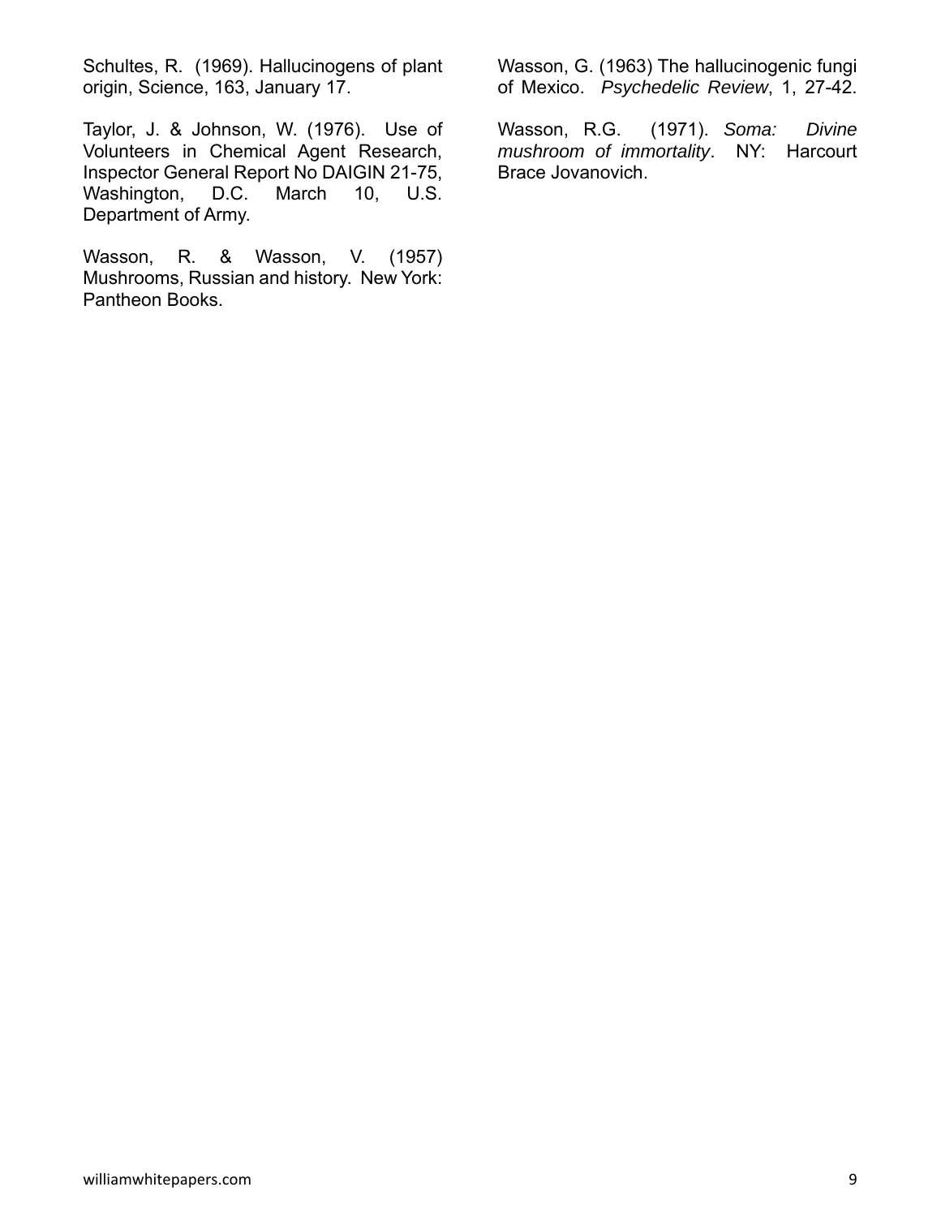Schultes, R. (1969). Hallucinogens of plant origin, Science, 163, January 17.

Taylor, J. & Johnson, W. (1976). Use of Volunteers in Chemical Agent Research, Inspector General Report No DAIGIN 21-75, Washington, D.C. March 10, U.S. Department of Army.

Wasson, R. & Wasson, V. (1957) Mushrooms, Russian and history. New York: Pantheon Books.

Wasson, G. (1963) The hallucinogenic fungi of Mexico. *Psychedelic Review*, 1, 27-42.

Wasson, R.G. (1971). *Soma: Divine mushroom of immortality*. NY: Harcourt Brace Jovanovich.